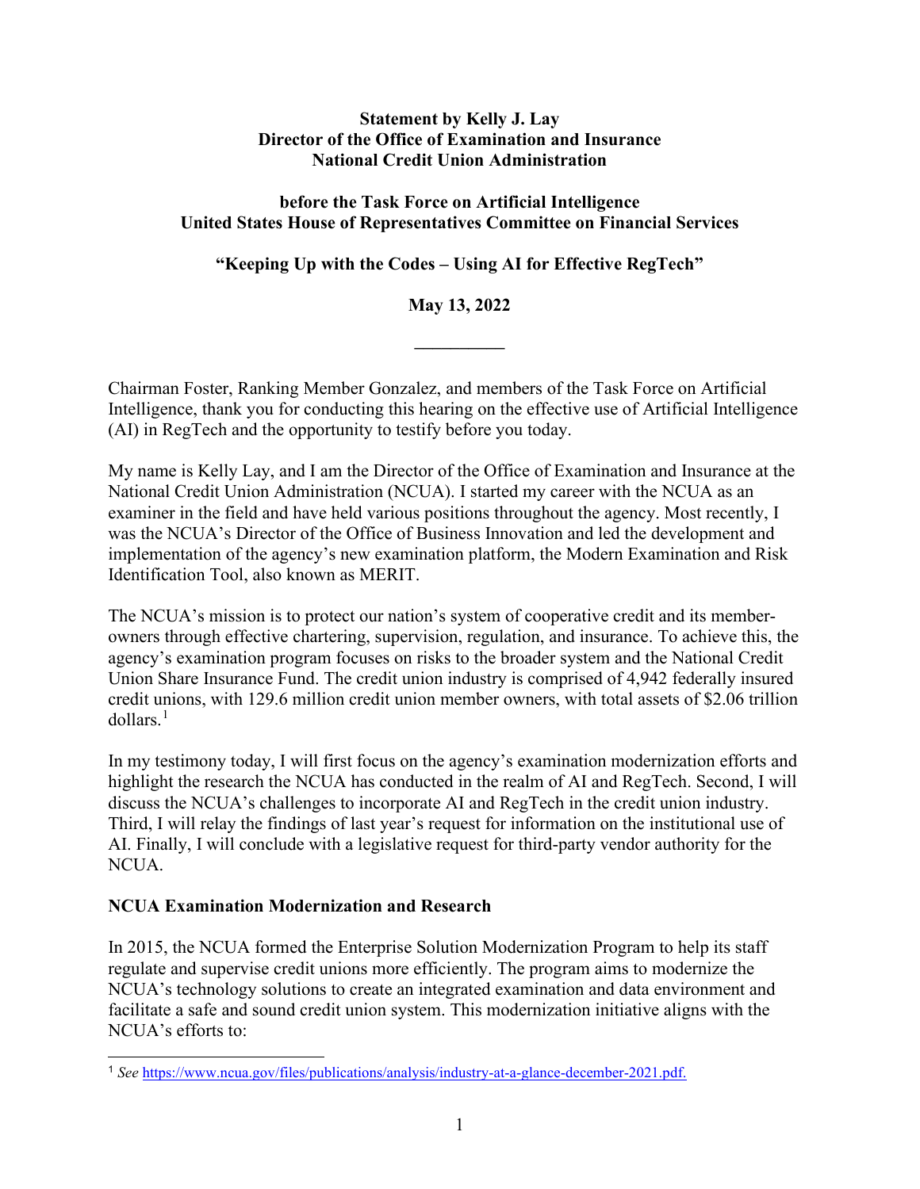**Statement by Kelly J. Lay**
**Director of the Office of Examination and Insurance**
**National Credit Union Administration**

**before the Task Force on Artificial Intelligence**
**United States House of Representatives Committee on Financial Services**

**"Keeping Up with the Codes – Using AI for Effective RegTech"**

**May 13, 2022**

---

Chairman Foster, Ranking Member Gonzalez, and members of the Task Force on Artificial Intelligence, thank you for conducting this hearing on the effective use of Artificial Intelligence (AI) in RegTech and the opportunity to testify before you today.

My name is Kelly Lay, and I am the Director of the Office of Examination and Insurance at the National Credit Union Administration (NCUA). I started my career with the NCUA as an examiner in the field and have held various positions throughout the agency. Most recently, I was the NCUA's Director of the Office of Business Innovation and led the development and implementation of the agency's new examination platform, the Modern Examination and Risk Identification Tool, also known as MERIT.

The NCUA's mission is to protect our nation's system of cooperative credit and its member-owners through effective chartering, supervision, regulation, and insurance. To achieve this, the agency's examination program focuses on risks to the broader system and the National Credit Union Share Insurance Fund. The credit union industry is comprised of 4,942 federally insured credit unions, with 129.6 million credit union member owners, with total assets of $2.06 trillion dollars.[1]

In my testimony today, I will first focus on the agency's examination modernization efforts and highlight the research the NCUA has conducted in the realm of AI and RegTech. Second, I will discuss the NCUA's challenges to incorporate AI and RegTech in the credit union industry. Third, I will relay the findings of last year's request for information on the institutional use of AI. Finally, I will conclude with a legislative request for third-party vendor authority for the NCUA.

**NCUA Examination Modernization and Research**

In 2015, the NCUA formed the Enterprise Solution Modernization Program to help its staff regulate and supervise credit unions more efficiently. The program aims to modernize the NCUA's technology solutions to create an integrated examination and data environment and facilitate a safe and sound credit union system. This modernization initiative aligns with the NCUA's efforts to:

[1] *See* https://www.ncua.gov/files/publications/analysis/industry-at-a-glance-december-2021.pdf.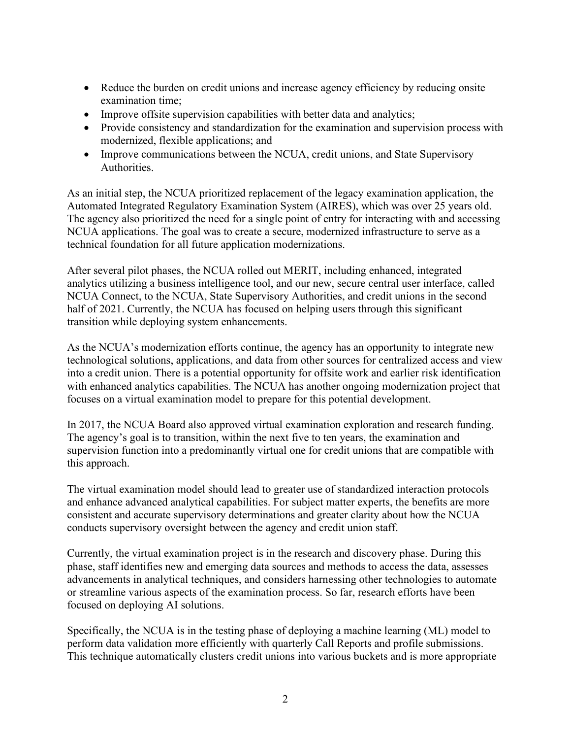- Reduce the burden on credit unions and increase agency efficiency by reducing onsite examination time;
- Improve offsite supervision capabilities with better data and analytics;
- Provide consistency and standardization for the examination and supervision process with modernized, flexible applications; and
- Improve communications between the NCUA, credit unions, and State Supervisory Authorities.

As an initial step, the NCUA prioritized replacement of the legacy examination application, the Automated Integrated Regulatory Examination System (AIRES), which was over 25 years old. The agency also prioritized the need for a single point of entry for interacting with and accessing NCUA applications. The goal was to create a secure, modernized infrastructure to serve as a technical foundation for all future application modernizations.

After several pilot phases, the NCUA rolled out MERIT, including enhanced, integrated analytics utilizing a business intelligence tool, and our new, secure central user interface, called NCUA Connect, to the NCUA, State Supervisory Authorities, and credit unions in the second half of 2021. Currently, the NCUA has focused on helping users through this significant transition while deploying system enhancements.

As the NCUA's modernization efforts continue, the agency has an opportunity to integrate new technological solutions, applications, and data from other sources for centralized access and view into a credit union. There is a potential opportunity for offsite work and earlier risk identification with enhanced analytics capabilities. The NCUA has another ongoing modernization project that focuses on a virtual examination model to prepare for this potential development.

In 2017, the NCUA Board also approved virtual examination exploration and research funding. The agency's goal is to transition, within the next five to ten years, the examination and supervision function into a predominantly virtual one for credit unions that are compatible with this approach.

The virtual examination model should lead to greater use of standardized interaction protocols and enhance advanced analytical capabilities. For subject matter experts, the benefits are more consistent and accurate supervisory determinations and greater clarity about how the NCUA conducts supervisory oversight between the agency and credit union staff.

Currently, the virtual examination project is in the research and discovery phase. During this phase, staff identifies new and emerging data sources and methods to access the data, assesses advancements in analytical techniques, and considers harnessing other technologies to automate or streamline various aspects of the examination process. So far, research efforts have been focused on deploying AI solutions.

Specifically, the NCUA is in the testing phase of deploying a machine learning (ML) model to perform data validation more efficiently with quarterly Call Reports and profile submissions. This technique automatically clusters credit unions into various buckets and is more appropriate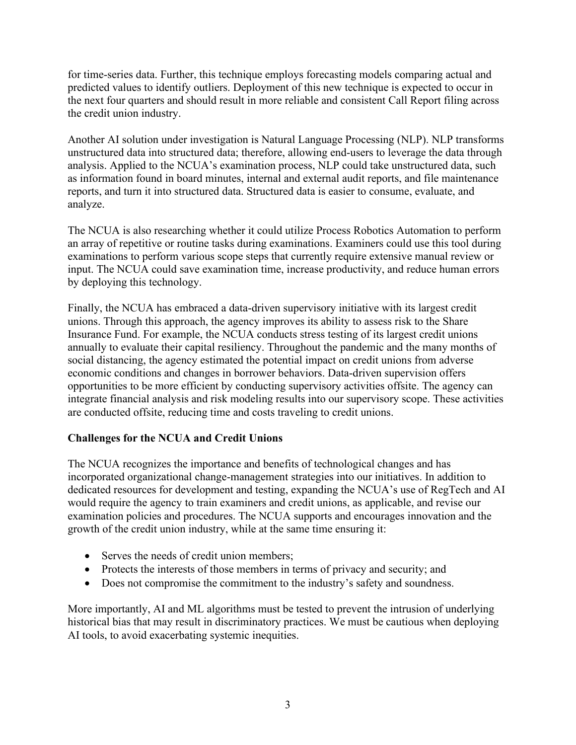for time-series data. Further, this technique employs forecasting models comparing actual and predicted values to identify outliers. Deployment of this new technique is expected to occur in the next four quarters and should result in more reliable and consistent Call Report filing across the credit union industry.

Another AI solution under investigation is Natural Language Processing (NLP). NLP transforms unstructured data into structured data; therefore, allowing end-users to leverage the data through analysis. Applied to the NCUA's examination process, NLP could take unstructured data, such as information found in board minutes, internal and external audit reports, and file maintenance reports, and turn it into structured data. Structured data is easier to consume, evaluate, and analyze.

The NCUA is also researching whether it could utilize Process Robotics Automation to perform an array of repetitive or routine tasks during examinations. Examiners could use this tool during examinations to perform various scope steps that currently require extensive manual review or input. The NCUA could save examination time, increase productivity, and reduce human errors by deploying this technology.

Finally, the NCUA has embraced a data-driven supervisory initiative with its largest credit unions. Through this approach, the agency improves its ability to assess risk to the Share Insurance Fund. For example, the NCUA conducts stress testing of its largest credit unions annually to evaluate their capital resiliency. Throughout the pandemic and the many months of social distancing, the agency estimated the potential impact on credit unions from adverse economic conditions and changes in borrower behaviors. Data-driven supervision offers opportunities to be more efficient by conducting supervisory activities offsite. The agency can integrate financial analysis and risk modeling results into our supervisory scope. These activities are conducted offsite, reducing time and costs traveling to credit unions.

**Challenges for the NCUA and Credit Unions**

The NCUA recognizes the importance and benefits of technological changes and has incorporated organizational change-management strategies into our initiatives. In addition to dedicated resources for development and testing, expanding the NCUA's use of RegTech and AI would require the agency to train examiners and credit unions, as applicable, and revise our examination policies and procedures. The NCUA supports and encourages innovation and the growth of the credit union industry, while at the same time ensuring it:

- Serves the needs of credit union members;
- Protects the interests of those members in terms of privacy and security; and
- Does not compromise the commitment to the industry's safety and soundness.

More importantly, AI and ML algorithms must be tested to prevent the intrusion of underlying historical bias that may result in discriminatory practices. We must be cautious when deploying AI tools, to avoid exacerbating systemic inequities.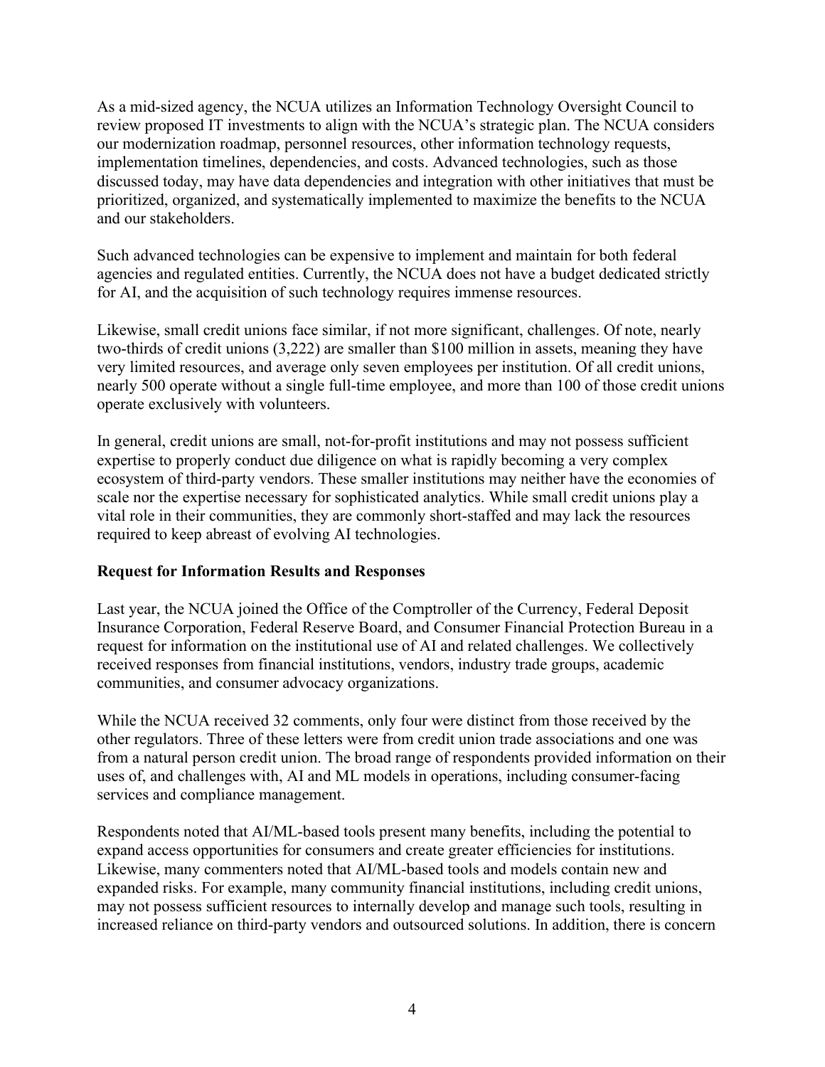As a mid-sized agency, the NCUA utilizes an Information Technology Oversight Council to review proposed IT investments to align with the NCUA's strategic plan. The NCUA considers our modernization roadmap, personnel resources, other information technology requests, implementation timelines, dependencies, and costs. Advanced technologies, such as those discussed today, may have data dependencies and integration with other initiatives that must be prioritized, organized, and systematically implemented to maximize the benefits to the NCUA and our stakeholders.

Such advanced technologies can be expensive to implement and maintain for both federal agencies and regulated entities. Currently, the NCUA does not have a budget dedicated strictly for AI, and the acquisition of such technology requires immense resources.

Likewise, small credit unions face similar, if not more significant, challenges. Of note, nearly two-thirds of credit unions (3,222) are smaller than $100 million in assets, meaning they have very limited resources, and average only seven employees per institution. Of all credit unions, nearly 500 operate without a single full-time employee, and more than 100 of those credit unions operate exclusively with volunteers.

In general, credit unions are small, not-for-profit institutions and may not possess sufficient expertise to properly conduct due diligence on what is rapidly becoming a very complex ecosystem of third-party vendors. These smaller institutions may neither have the economies of scale nor the expertise necessary for sophisticated analytics. While small credit unions play a vital role in their communities, they are commonly short-staffed and may lack the resources required to keep abreast of evolving AI technologies.

**Request for Information Results and Responses**

Last year, the NCUA joined the Office of the Comptroller of the Currency, Federal Deposit Insurance Corporation, Federal Reserve Board, and Consumer Financial Protection Bureau in a request for information on the institutional use of AI and related challenges. We collectively received responses from financial institutions, vendors, industry trade groups, academic communities, and consumer advocacy organizations.

While the NCUA received 32 comments, only four were distinct from those received by the other regulators. Three of these letters were from credit union trade associations and one was from a natural person credit union. The broad range of respondents provided information on their uses of, and challenges with, AI and ML models in operations, including consumer-facing services and compliance management.

Respondents noted that AI/ML-based tools present many benefits, including the potential to expand access opportunities for consumers and create greater efficiencies for institutions. Likewise, many commenters noted that AI/ML-based tools and models contain new and expanded risks. For example, many community financial institutions, including credit unions, may not possess sufficient resources to internally develop and manage such tools, resulting in increased reliance on third-party vendors and outsourced solutions. In addition, there is concern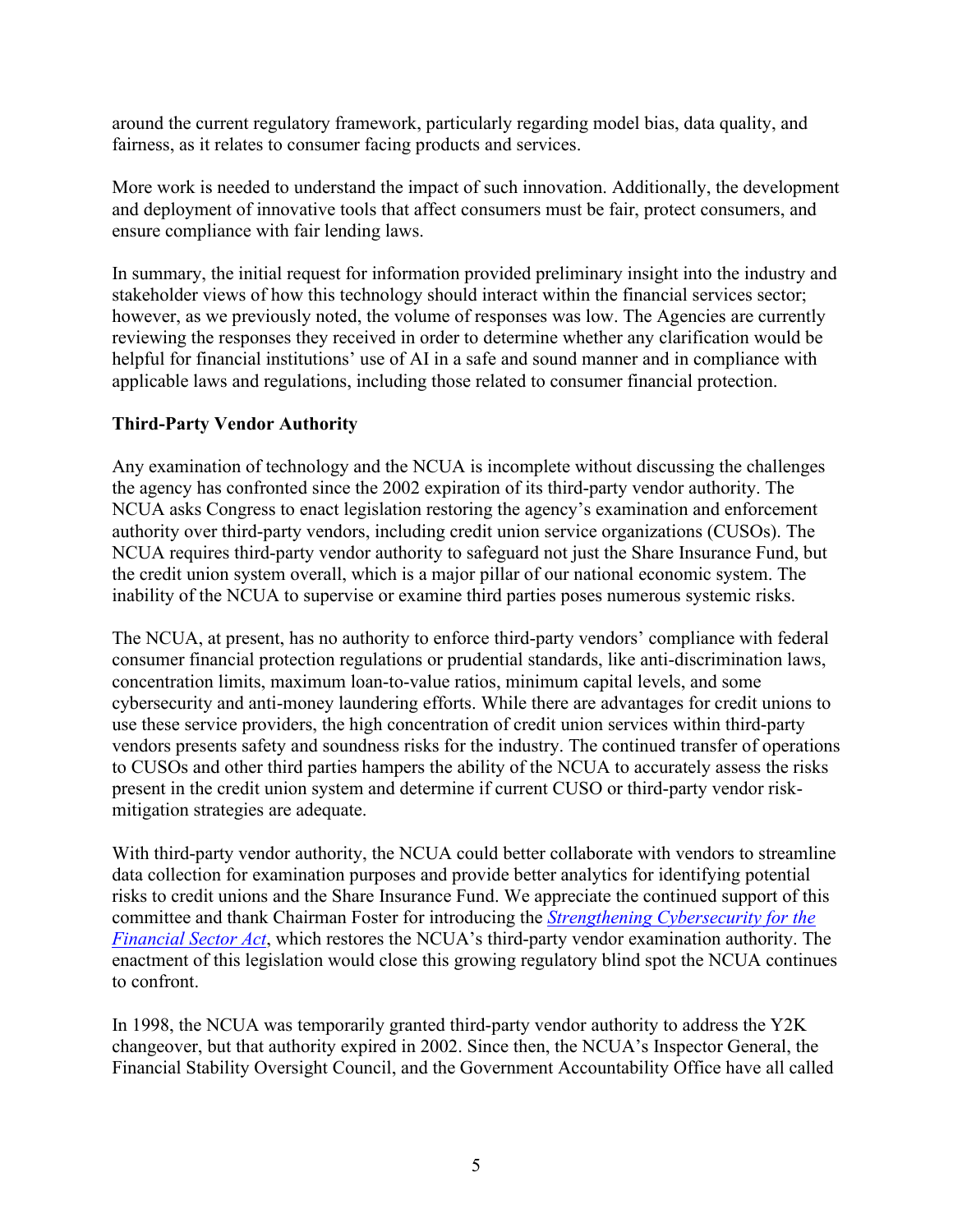around the current regulatory framework, particularly regarding model bias, data quality, and fairness, as it relates to consumer facing products and services.

More work is needed to understand the impact of such innovation. Additionally, the development and deployment of innovative tools that affect consumers must be fair, protect consumers, and ensure compliance with fair lending laws.

In summary, the initial request for information provided preliminary insight into the industry and stakeholder views of how this technology should interact within the financial services sector; however, as we previously noted, the volume of responses was low. The Agencies are currently reviewing the responses they received in order to determine whether any clarification would be helpful for financial institutions' use of AI in a safe and sound manner and in compliance with applicable laws and regulations, including those related to consumer financial protection.

**Third-Party Vendor Authority**

Any examination of technology and the NCUA is incomplete without discussing the challenges the agency has confronted since the 2002 expiration of its third-party vendor authority. The NCUA asks Congress to enact legislation restoring the agency's examination and enforcement authority over third-party vendors, including credit union service organizations (CUSOs). The NCUA requires third-party vendor authority to safeguard not just the Share Insurance Fund, but the credit union system overall, which is a major pillar of our national economic system. The inability of the NCUA to supervise or examine third parties poses numerous systemic risks.

The NCUA, at present, has no authority to enforce third-party vendors' compliance with federal consumer financial protection regulations or prudential standards, like anti-discrimination laws, concentration limits, maximum loan-to-value ratios, minimum capital levels, and some cybersecurity and anti-money laundering efforts. While there are advantages for credit unions to use these service providers, the high concentration of credit union services within third-party vendors presents safety and soundness risks for the industry. The continued transfer of operations to CUSOs and other third parties hampers the ability of the NCUA to accurately assess the risks present in the credit union system and determine if current CUSO or third-party vendor risk-mitigation strategies are adequate.

With third-party vendor authority, the NCUA could better collaborate with vendors to streamline data collection for examination purposes and provide better analytics for identifying potential risks to credit unions and the Share Insurance Fund. We appreciate the continued support of this committee and thank Chairman Foster for introducing the *Strengthening Cybersecurity for the Financial Sector Act*, which restores the NCUA's third-party vendor examination authority. The enactment of this legislation would close this growing regulatory blind spot the NCUA continues to confront.

In 1998, the NCUA was temporarily granted third-party vendor authority to address the Y2K changeover, but that authority expired in 2002. Since then, the NCUA's Inspector General, the Financial Stability Oversight Council, and the Government Accountability Office have all called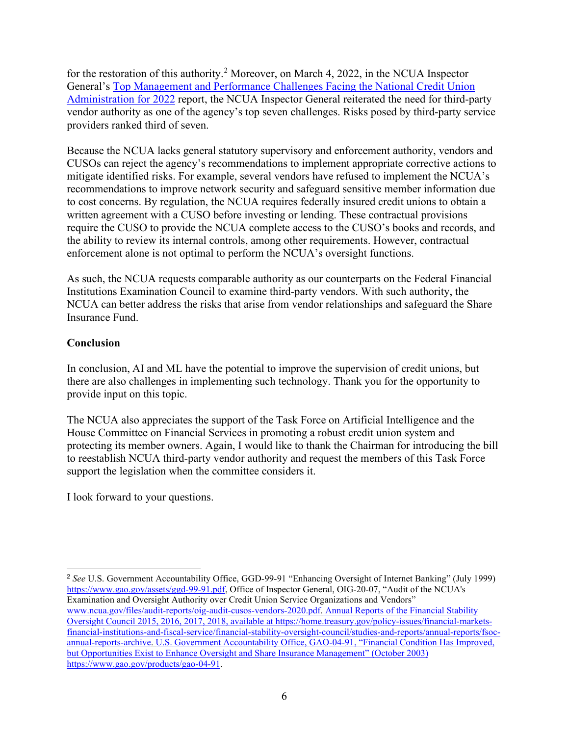for the restoration of this authority.[2] Moreover, on March 4, 2022, in the NCUA Inspector General's [Top Management and Performance Challenges Facing the National Credit Union Administration for 2022](#) report, the NCUA Inspector General reiterated the need for third-party vendor authority as one of the agency's top seven challenges. Risks posed by third-party service providers ranked third of seven.

Because the NCUA lacks general statutory supervisory and enforcement authority, vendors and CUSOs can reject the agency's recommendations to implement appropriate corrective actions to mitigate identified risks. For example, several vendors have refused to implement the NCUA's recommendations to improve network security and safeguard sensitive member information due to cost concerns. By regulation, the NCUA requires federally insured credit unions to obtain a written agreement with a CUSO before investing or lending. These contractual provisions require the CUSO to provide the NCUA complete access to the CUSO's books and records, and the ability to review its internal controls, among other requirements. However, contractual enforcement alone is not optimal to perform the NCUA's oversight functions.

As such, the NCUA requests comparable authority as our counterparts on the Federal Financial Institutions Examination Council to examine third-party vendors. With such authority, the NCUA can better address the risks that arise from vendor relationships and safeguard the Share Insurance Fund.

**Conclusion**

In conclusion, AI and ML have the potential to improve the supervision of credit unions, but there are also challenges in implementing such technology. Thank you for the opportunity to provide input on this topic.

The NCUA also appreciates the support of the Task Force on Artificial Intelligence and the House Committee on Financial Services in promoting a robust credit union system and protecting its member owners. Again, I would like to thank the Chairman for introducing the bill to reestablish NCUA third-party vendor authority and request the members of this Task Force support the legislation when the committee considers it.

I look forward to your questions.

---

[2] *See* U.S. Government Accountability Office, GGD-99-91 "Enhancing Oversight of Internet Banking" (July 1999) https://www.gao.gov/assets/ggd-99-91.pdf, Office of Inspector General, OIG-20-07, "Audit of the NCUA's Examination and Oversight Authority over Credit Union Service Organizations and Vendors" www.ncua.gov/files/audit-reports/oig-audit-cusos-vendors-2020.pdf. Annual Reports of the Financial Stability Oversight Council 2015, 2016, 2017, 2018, available at https://home.treasury.gov/policy-issues/financial-markets-financial-institutions-and-fiscal-service/financial-stability-oversight-council/studies-and-reports/annual-reports/fsoc-annual-reports-archive. U.S. Government Accountability Office, GAO-04-91, "Financial Condition Has Improved, but Opportunities Exist to Enhance Oversight and Share Insurance Management" (October 2003) https://www.gao.gov/products/gao-04-91.